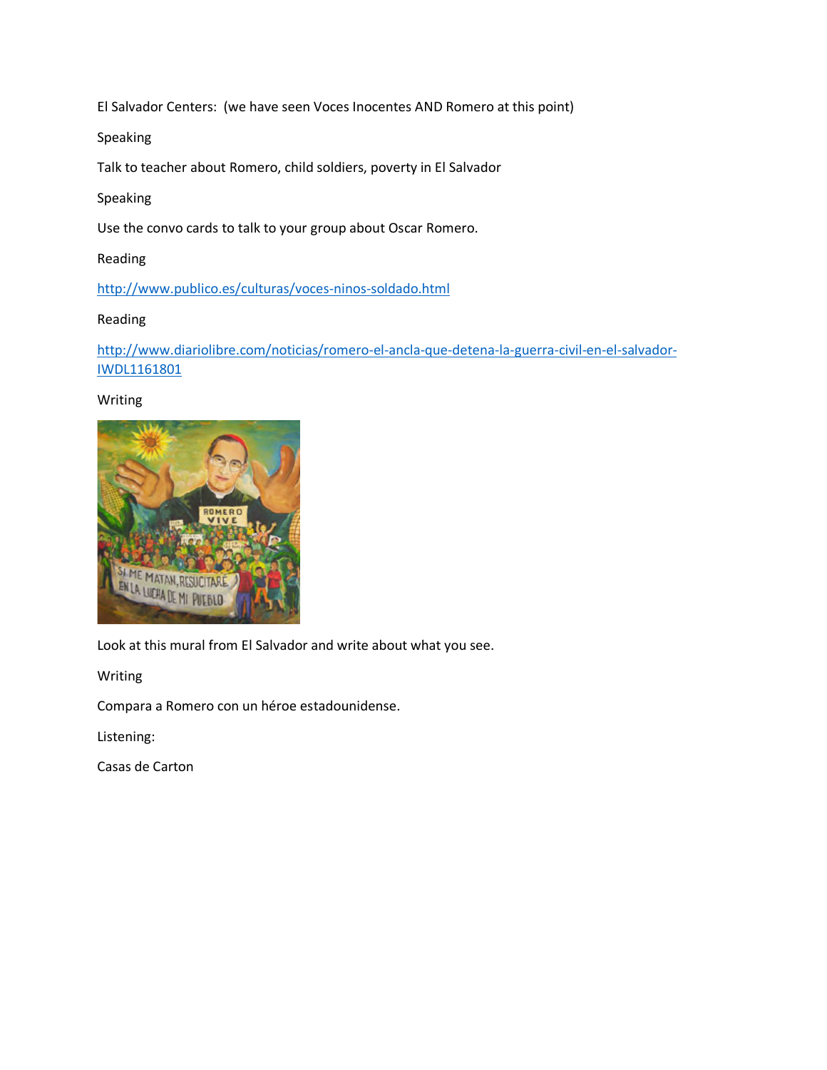El Salvador Centers: (we have seen Voces Inocentes AND Romero at this point)

Speaking

Talk to teacher about Romero, child soldiers, poverty in El Salvador

Speaking

Use the convo cards to talk to your group about Oscar Romero.

Reading

[http://www.publico.es/culturas/voces-ninos-soldado.html](http://www.publico.es/culturas/voces-ninos-soldado.html)

Reading

[http://www.diariolibre.com/noticias/romero-el-ancla-que-detena-la-guerra-civil-en-el-salvador-IWDL1161801](http://www.diariolibre.com/noticias/romero-el-ancla-que-detena-la-guerra-civil-en-el-salvador-IWDL1161801)

Writing

Look at this mural from El Salvador and write about what you see.

Writing

Compara a Romero con un héroe estadounidense.

Listening:

Casas de Carton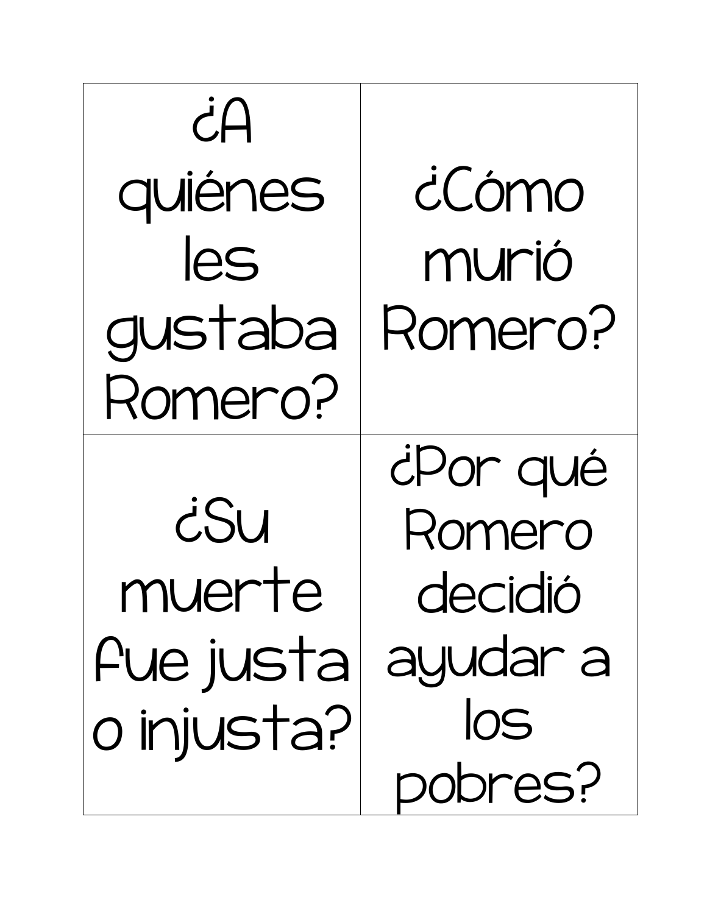| | |
|---|---|
| ¿A quiénes les gustaba Romero? | ¿Cómo murió Romero? |
| ¿Su muerte fue justa o injusta? | ¿Por qué Romero decidió ayudar a los pobres? |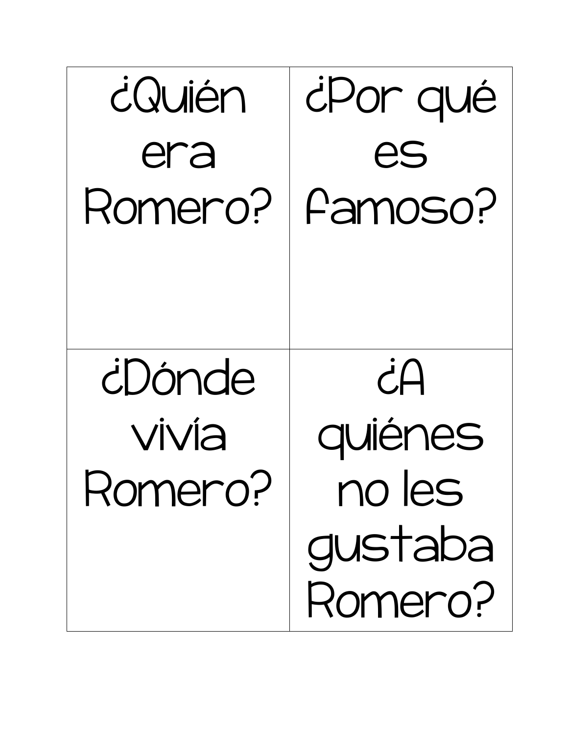| ¿Quién era Romero? | ¿Por qué es famoso? |
| --- | --- |
| ¿Dónde vivía Romero? | ¿A quiénes no les gustaba Romero? |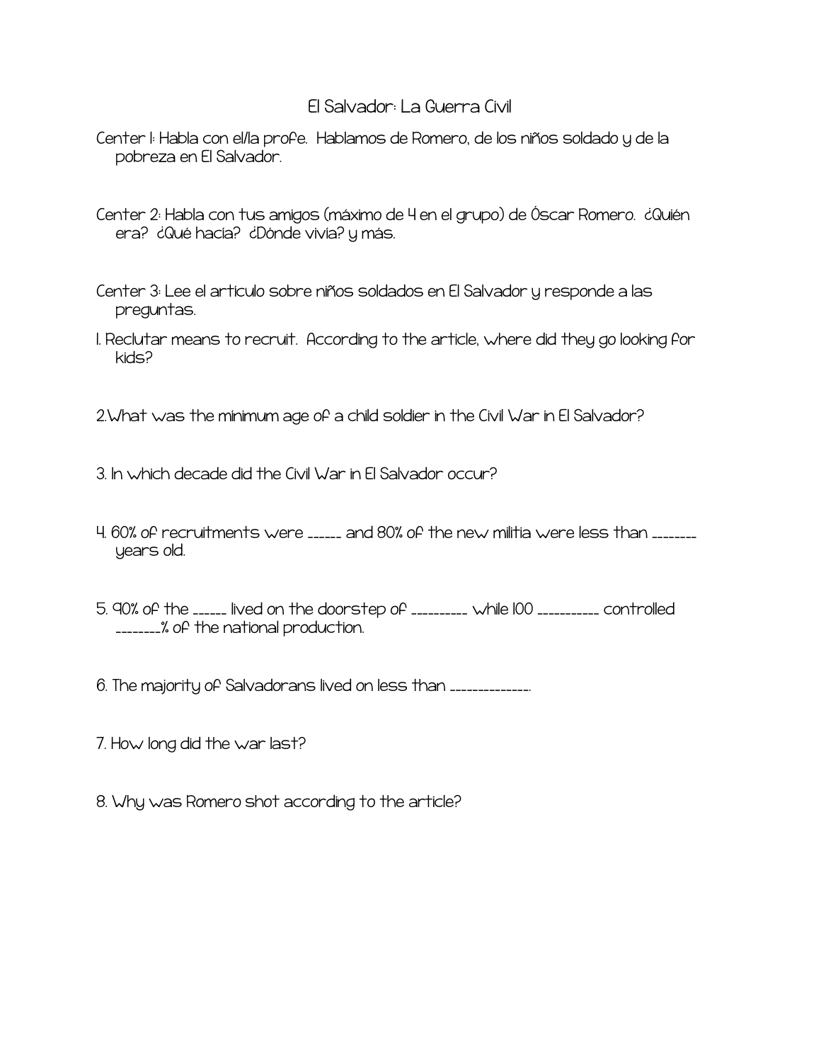# El Salvador: La Guerra Civil

Center 1: Habla con el/la profe. Hablamos de Romero, de los niños soldado y de la pobreza en El Salvador.

Center 2: Habla con tus amigos (máximo de 4 en el grupo) de Óscar Romero. ¿Quién era? ¿Qué hacia? ¿Dónde vivia? y más.

Center 3: Lee el artículo sobre niños soldados en El Salvador y responde a las preguntas.

1. Reclutar means to recruit. According to the article, where did they go looking for kids?

2. What was the minimum age of a child soldier in the Civil War in El Salvador?

3. In which decade did the Civil War in El Salvador occur?

4. 60% of recruitments were ______ and 80% of the new militia were less than ________ years old.

5. 90% of the ______ lived on the doorstep of __________ while 100 ___________ controlled ________% of the national production.

6. The majority of Salvadorans lived on less than ______________.

7. How long did the war last?

8. Why was Romero shot according to the article?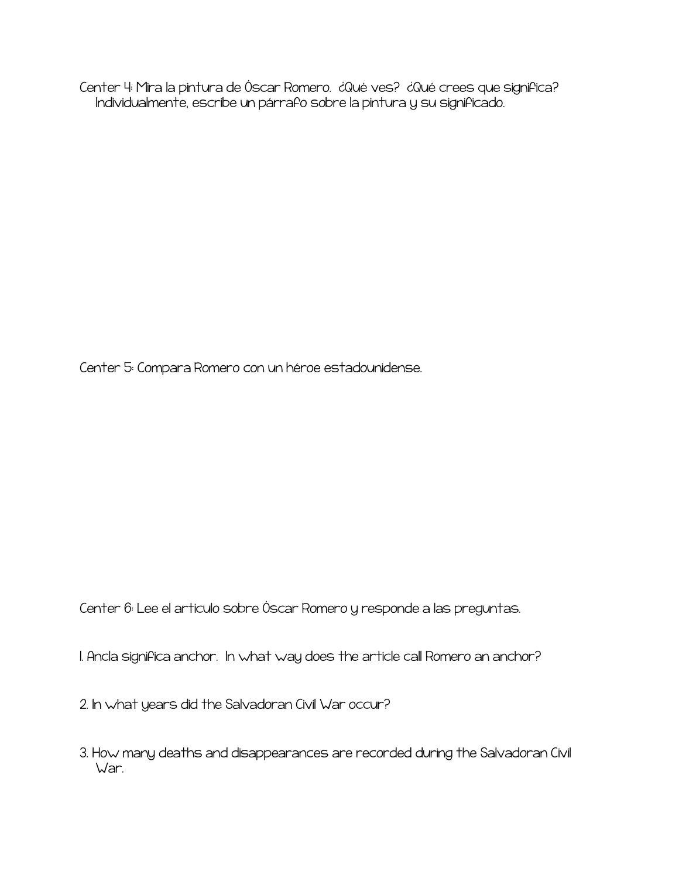Center 4: Mira la pintura de Óscar Romero. ¿Qué ves? ¿Qué crees que significa? Individualmente, escribe un párrafo sobre la pintura y su significado.

Center 5: Compara Romero con un héroe estadounidense.

Center 6: Lee el artículo sobre Óscar Romero y responde a las preguntas.

1. Ancla significa anchor. In what way does the article call Romero an anchor?

2. In what years did the Salvadoran Civil War occur?

3. How many deaths and disappearances are recorded during the Salvadoran Civil War.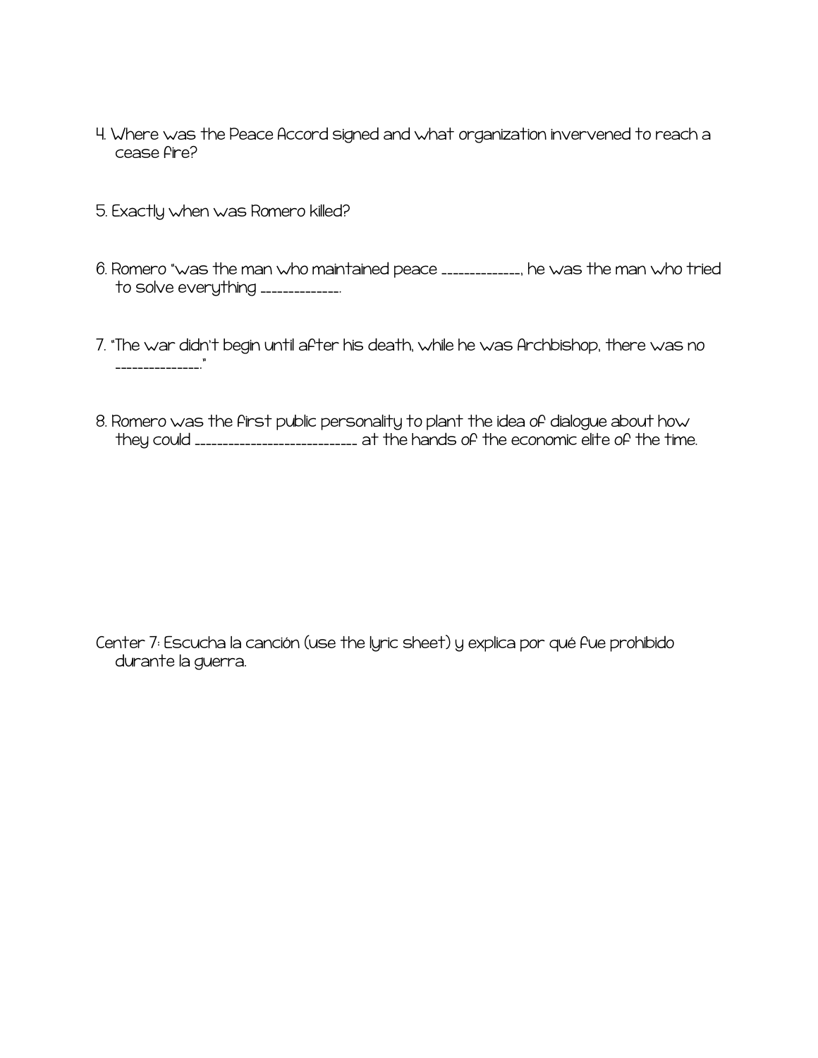4. Where was the Peace Accord signed and what organization invervened to reach a cease fire?

5. Exactly when was Romero killed?

6. Romero "was the man who maintained peace ______________, he was the man who tried to solve everything ______________.

7. "The war didn't begin until after his death, while he was Archbishop, there was no _______________."

8. Romero was the first public personality to plant the idea of dialogue about how they could ____________________________ at the hands of the economic elite of the time.

Center 7: Escucha la canción (use the lyric sheet) y explica por qué fue prohibido durante la guerra.